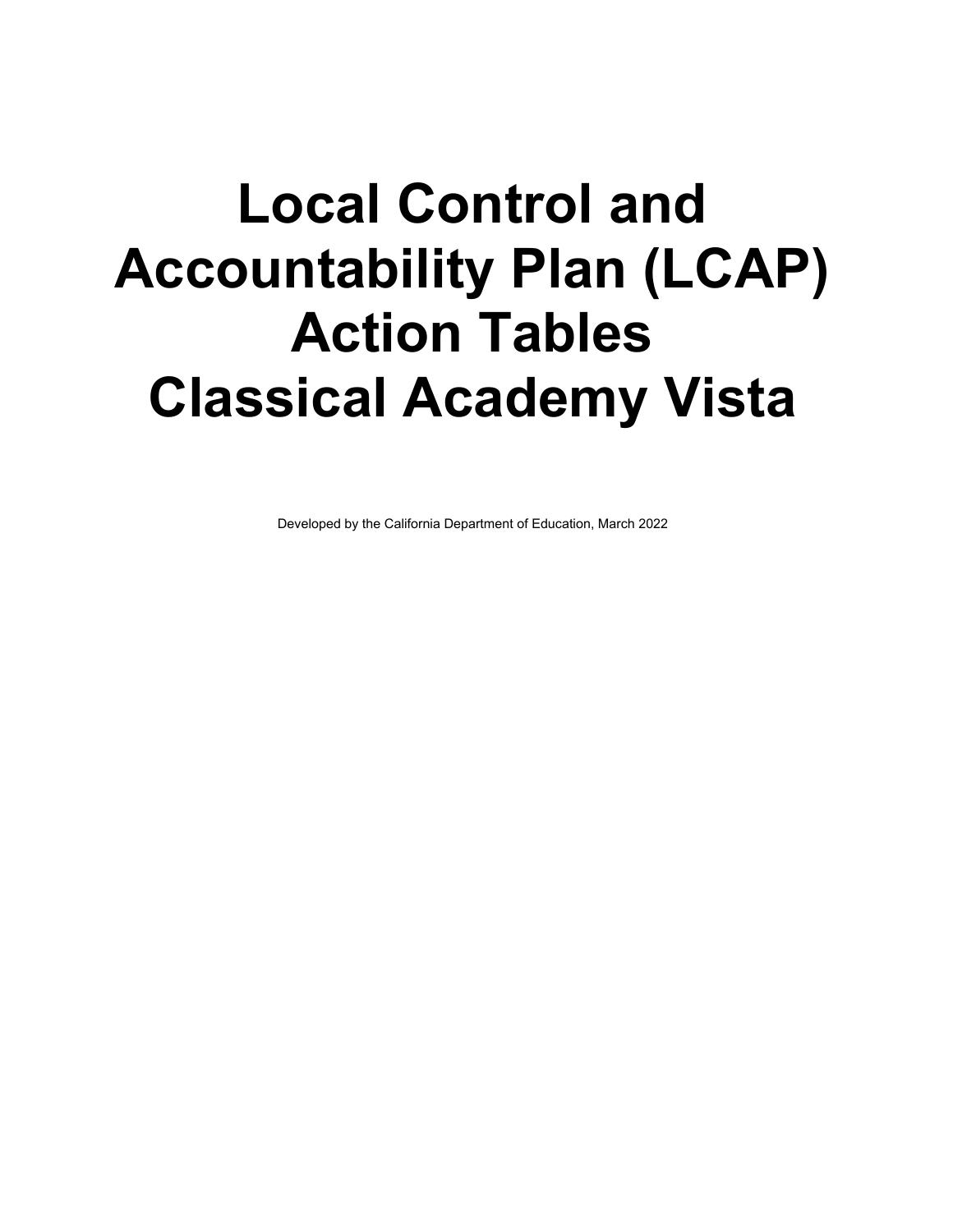# Local Control and Accountability Plan (LCAP) Action Tables Classical Academy Vista

Developed by the California Department of Education, March 2022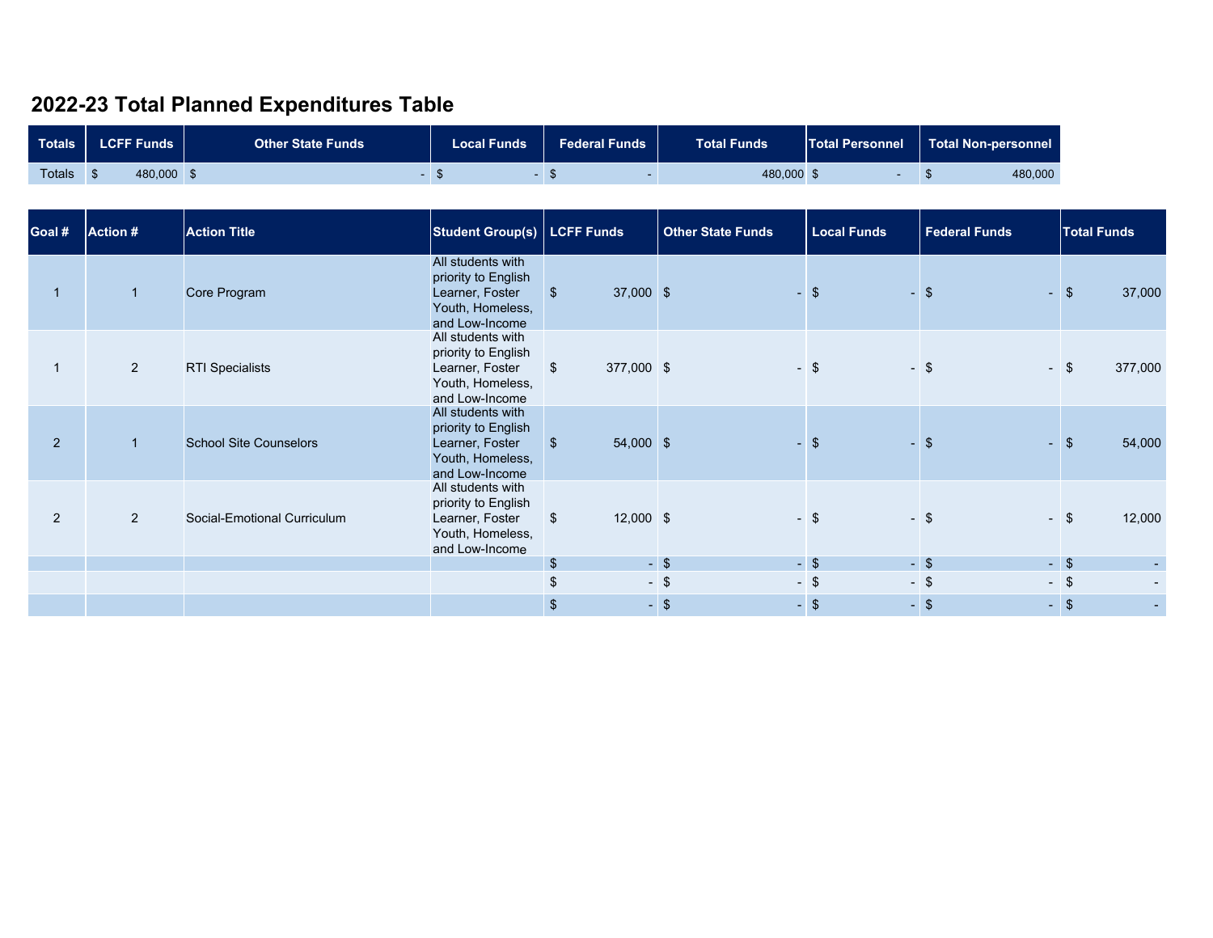# 2022-23 Total Planned Expenditures Table

| Totals | LCFF Funds | Other State Funds | Local Funds | Federal Funds | Total Funds | Total Personnel | Total Non-personnel |
|---|---|---|---|---|---|---|---|
| Totals | $ 480,000 | $ - | $ - | $ - | 480,000 | $ - | $ 480,000 |

| Goal # | Action # | Action Title | Student Group(s) | LCFF Funds | Other State Funds | Local Funds | Federal Funds | Total Funds |
|---|---|---|---|---|---|---|---|---|
| 1 | 1 | Core Program | All students with priority to English Learner, Foster Youth, Homeless, and Low-Income | $ 37,000 | $ - | $ - | $ - | $ 37,000 |
| 1 | 2 | RTI Specialists | All students with priority to English Learner, Foster Youth, Homeless, and Low-Income | $ 377,000 | $ - | $ - | $ - | $ 377,000 |
| 2 | 1 | School Site Counselors | All students with priority to English Learner, Foster Youth, Homeless, and Low-Income | $ 54,000 | $ - | $ - | $ - | $ 54,000 |
| 2 | 2 | Social-Emotional Curriculum | All students with priority to English Learner, Foster Youth, Homeless, and Low-Income | $ 12,000 | $ - | $ - | $ - | $ 12,000 |
| | | | | $ - | $ - | $ - | $ - | $ - |
| | | | | $ - | $ - | $ - | $ - | $ - |
| | | | | $ - | $ - | $ - | $ - | $ - |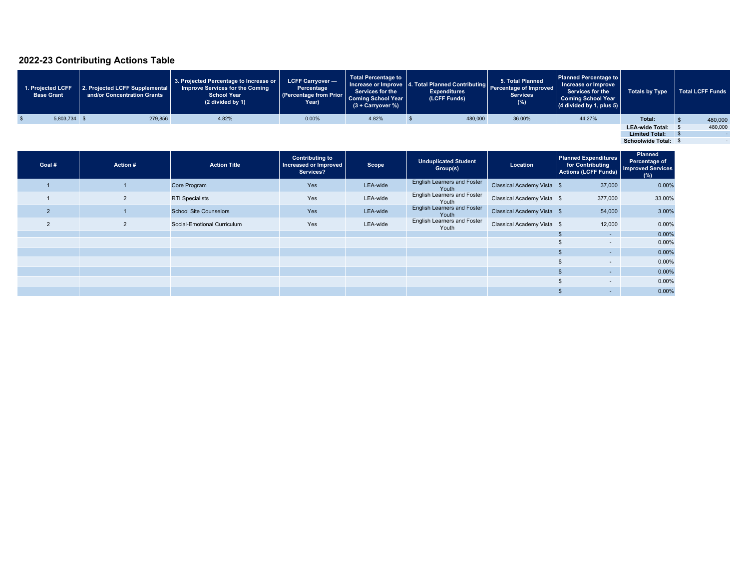## 2022-23 Contributing Actions Table

| 1. Projected LCFF Base Grant | 2. Projected LCFF Supplemental and/or Concentration Grants | 3. Projected Percentage to Increase or Improve Services for the Coming School Year (2 divided by 1) | LCFF Carryover — Percentage (Percentage from Prior Year) | Total Percentage to Increase or Improve Services for the Coming School Year (3 + Carryover %) | 4. Total Planned Contributing Expenditures (LCFF Funds) | 5. Total Planned Percentage of Improved Services (%) | Planned Percentage to Increase or Improve Services for the Coming School Year (4 divided by 1, plus 5) | Totals by Type | Total LCFF Funds |
|---|---|---|---|---|---|---|---|---|---|
| $ 5,803,734 | $ 279,856 | 4.82% | 0.00% | 4.82% | $ 480,000 | 36.00% | 44.27% | Total: | $ 480,000 |
| | | | | | | | | LEA-wide Total: | $ 480,000 |
| | | | | | | | | Limited Total: | $ - |
| | | | | | | | | Schoolwide Total: | $ - |

| Goal # | Action # | Action Title | Contributing to Increased or Improved Services? | Scope | Unduplicated Student Group(s) | Location | Planned Expenditures for Contributing Actions (LCFF Funds) | Planned Percentage of Improved Services (%) |
|---|---|---|---|---|---|---|---|---|
| 1 | 1 | Core Program | Yes | LEA-wide | English Learners and Foster Youth | Classical Academy Vista | $ 37,000 | 0.00% |
| 1 | 2 | RTI Specialists | Yes | LEA-wide | English Learners and Foster Youth | Classical Academy Vista | $ 377,000 | 33.00% |
| 2 | 1 | School Site Counselors | Yes | LEA-wide | English Learners and Foster Youth | Classical Academy Vista | $ 54,000 | 3.00% |
| 2 | 2 | Social-Emotional Curriculum | Yes | LEA-wide | English Learners and Foster Youth | Classical Academy Vista | $ 12,000 | 0.00% |
| | | | | | | | $ - | 0.00% |
| | | | | | | | $ - | 0.00% |
| | | | | | | | $ - | 0.00% |
| | | | | | | | $ - | 0.00% |
| | | | | | | | $ - | 0.00% |
| | | | | | | | $ - | 0.00% |
| | | | | | | | $ - | 0.00% |